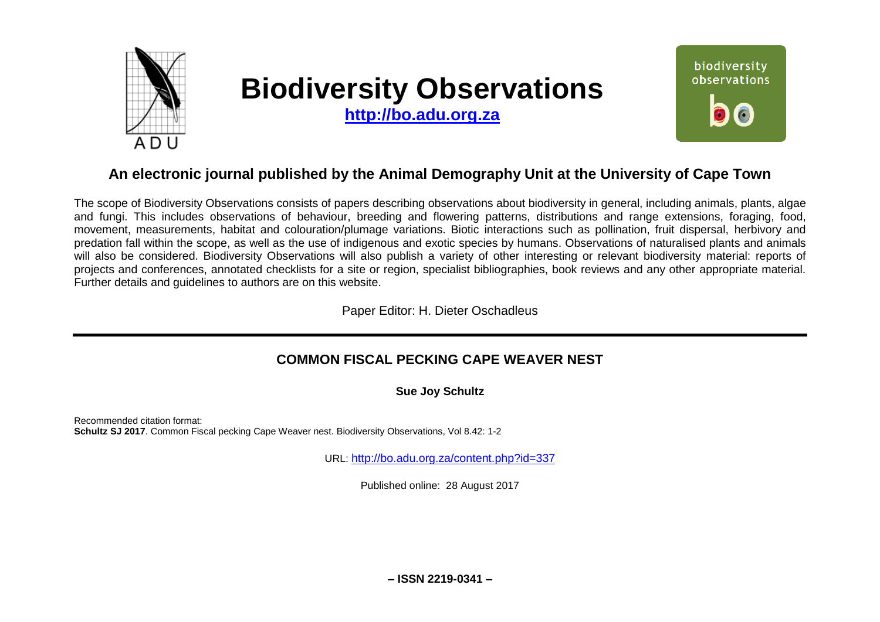# Biodiversity Observations

**http://bo.adu.org.za**

## An electronic journal published by the Animal Demography Unit at the University of Cape Town

The scope of Biodiversity Observations consists of papers describing observations about biodiversity in general, including animals, plants, algae and fungi. This includes observations of behaviour, breeding and flowering patterns, distributions and range extensions, foraging, food, movement, measurements, habitat and colouration/plumage variations. Biotic interactions such as pollination, fruit dispersal, herbivory and predation fall within the scope, as well as the use of indigenous and exotic species by humans. Observations of naturalised plants and animals will also be considered. Biodiversity Observations will also publish a variety of other interesting or relevant biodiversity material: reports of projects and conferences, annotated checklists for a site or region, specialist bibliographies, book reviews and any other appropriate material. Further details and guidelines to authors are on this website.

Paper Editor: H. Dieter Oschadleus

---

## COMMON FISCAL PECKING CAPE WEAVER NEST

**Sue Joy Schultz**

Recommended citation format:
**Schultz SJ 2017**. Common Fiscal pecking Cape Weaver nest. Biodiversity Observations, Vol 8.42: 1-2

URL: http://bo.adu.org.za/content.php?id=337

Published online: 28 August 2017

**– ISSN 2219-0341 –**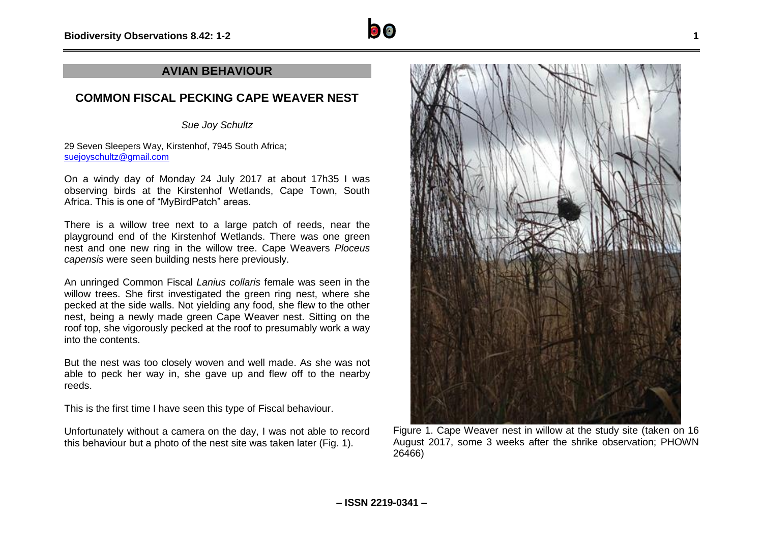## AVIAN BEHAVIOUR

# COMMON FISCAL PECKING CAPE WEAVER NEST

*Sue Joy Schultz*

29 Seven Sleepers Way, Kirstenhof, 7945 South Africa; suejoyschultz@gmail.com

On a windy day of Monday 24 July 2017 at about 17h35 I was observing birds at the Kirstenhof Wetlands, Cape Town, South Africa. This is one of "MyBirdPatch" areas.

There is a willow tree next to a large patch of reeds, near the playground end of the Kirstenhof Wetlands. There was one green nest and one new ring in the willow tree. Cape Weavers *Ploceus capensis* were seen building nests here previously.

An unringed Common Fiscal *Lanius collaris* female was seen in the willow trees. She first investigated the green ring nest, where she pecked at the side walls. Not yielding any food, she flew to the other nest, being a newly made green Cape Weaver nest. Sitting on the roof top, she vigorously pecked at the roof to presumably work a way into the contents.

But the nest was too closely woven and well made. As she was not able to peck her way in, she gave up and flew off to the nearby reeds.

This is the first time I have seen this type of Fiscal behaviour.

Unfortunately without a camera on the day, I was not able to record this behaviour but a photo of the nest site was taken later (Fig. 1).

Figure 1. Cape Weaver nest in willow at the study site (taken on 16 August 2017, some 3 weeks after the shrike observation; PHOWN 26466)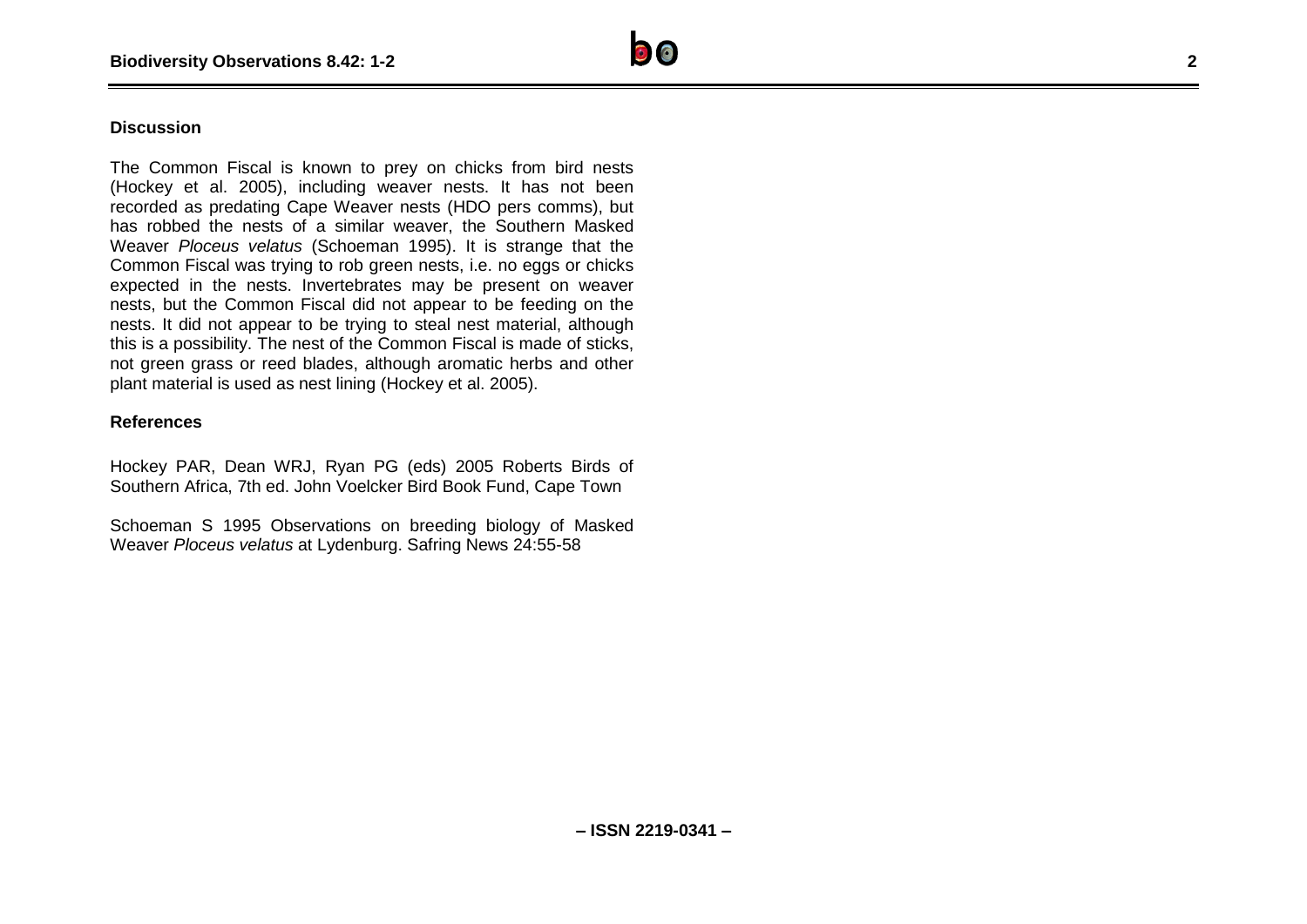## Discussion

The Common Fiscal is known to prey on chicks from bird nests (Hockey et al. 2005), including weaver nests. It has not been recorded as predating Cape Weaver nests (HDO pers comms), but has robbed the nests of a similar weaver, the Southern Masked Weaver *Ploceus velatus* (Schoeman 1995). It is strange that the Common Fiscal was trying to rob green nests, i.e. no eggs or chicks expected in the nests. Invertebrates may be present on weaver nests, but the Common Fiscal did not appear to be feeding on the nests. It did not appear to be trying to steal nest material, although this is a possibility. The nest of the Common Fiscal is made of sticks, not green grass or reed blades, although aromatic herbs and other plant material is used as nest lining (Hockey et al. 2005).

## References

Hockey PAR, Dean WRJ, Ryan PG (eds) 2005 Roberts Birds of Southern Africa, 7th ed. John Voelcker Bird Book Fund, Cape Town

Schoeman S 1995 Observations on breeding biology of Masked Weaver *Ploceus velatus* at Lydenburg. Safring News 24:55-58